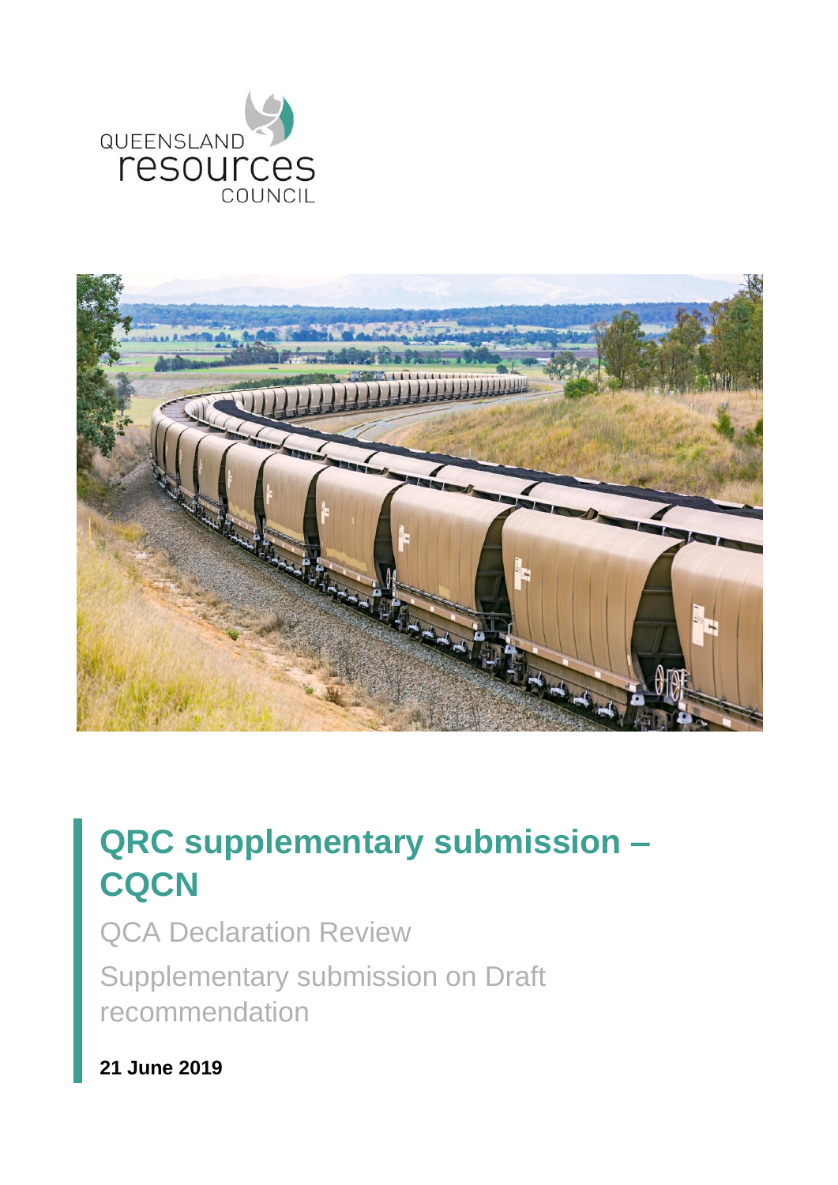QUEENSLAND resources COUNCIL

# QRC supplementary submission – CQCN

QCA Declaration Review

Supplementary submission on Draft recommendation

**21 June 2019**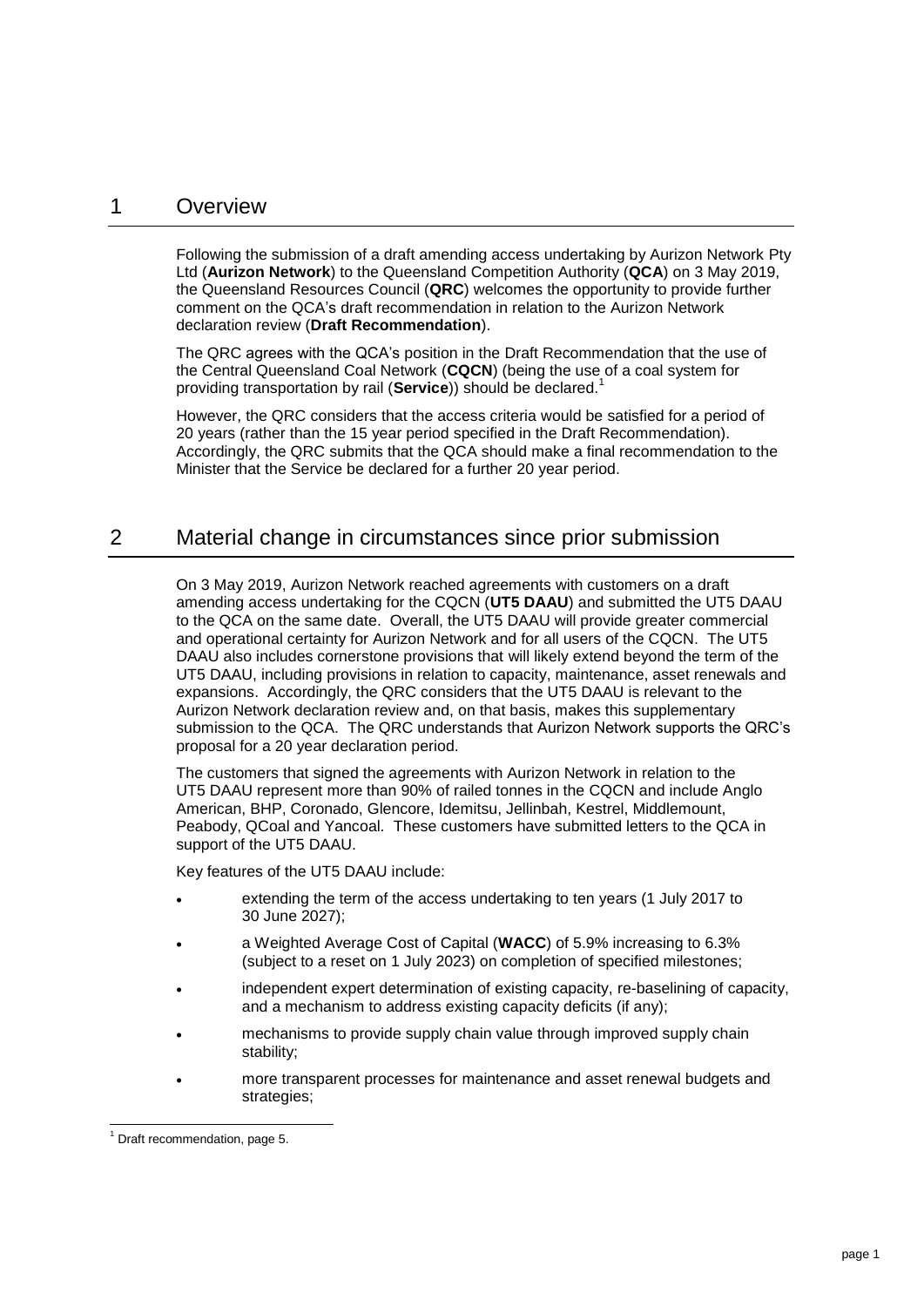## 1 Overview

Following the submission of a draft amending access undertaking by Aurizon Network Pty Ltd (**Aurizon Network**) to the Queensland Competition Authority (**QCA**) on 3 May 2019, the Queensland Resources Council (**QRC**) welcomes the opportunity to provide further comment on the QCA's draft recommendation in relation to the Aurizon Network declaration review (**Draft Recommendation**).

The QRC agrees with the QCA's position in the Draft Recommendation that the use of the Central Queensland Coal Network (**CQCN**) (being the use of a coal system for providing transportation by rail (**Service**)) should be declared.[1]

However, the QRC considers that the access criteria would be satisfied for a period of 20 years (rather than the 15 year period specified in the Draft Recommendation). Accordingly, the QRC submits that the QCA should make a final recommendation to the Minister that the Service be declared for a further 20 year period.

## 2 Material change in circumstances since prior submission

On 3 May 2019, Aurizon Network reached agreements with customers on a draft amending access undertaking for the CQCN (**UT5 DAAU**) and submitted the UT5 DAAU to the QCA on the same date. Overall, the UT5 DAAU will provide greater commercial and operational certainty for Aurizon Network and for all users of the CQCN. The UT5 DAAU also includes cornerstone provisions that will likely extend beyond the term of the UT5 DAAU, including provisions in relation to capacity, maintenance, asset renewals and expansions. Accordingly, the QRC considers that the UT5 DAAU is relevant to the Aurizon Network declaration review and, on that basis, makes this supplementary submission to the QCA. The QRC understands that Aurizon Network supports the QRC's proposal for a 20 year declaration period.

The customers that signed the agreements with Aurizon Network in relation to the UT5 DAAU represent more than 90% of railed tonnes in the CQCN and include Anglo American, BHP, Coronado, Glencore, Idemitsu, Jellinbah, Kestrel, Middlemount, Peabody, QCoal and Yancoal. These customers have submitted letters to the QCA in support of the UT5 DAAU.

Key features of the UT5 DAAU include:

- extending the term of the access undertaking to ten years (1 July 2017 to 30 June 2027);
- a Weighted Average Cost of Capital (**WACC**) of 5.9% increasing to 6.3% (subject to a reset on 1 July 2023) on completion of specified milestones;
- independent expert determination of existing capacity, re-baselining of capacity, and a mechanism to address existing capacity deficits (if any);
- mechanisms to provide supply chain value through improved supply chain stability;
- more transparent processes for maintenance and asset renewal budgets and strategies;

---

[1] Draft recommendation, page 5.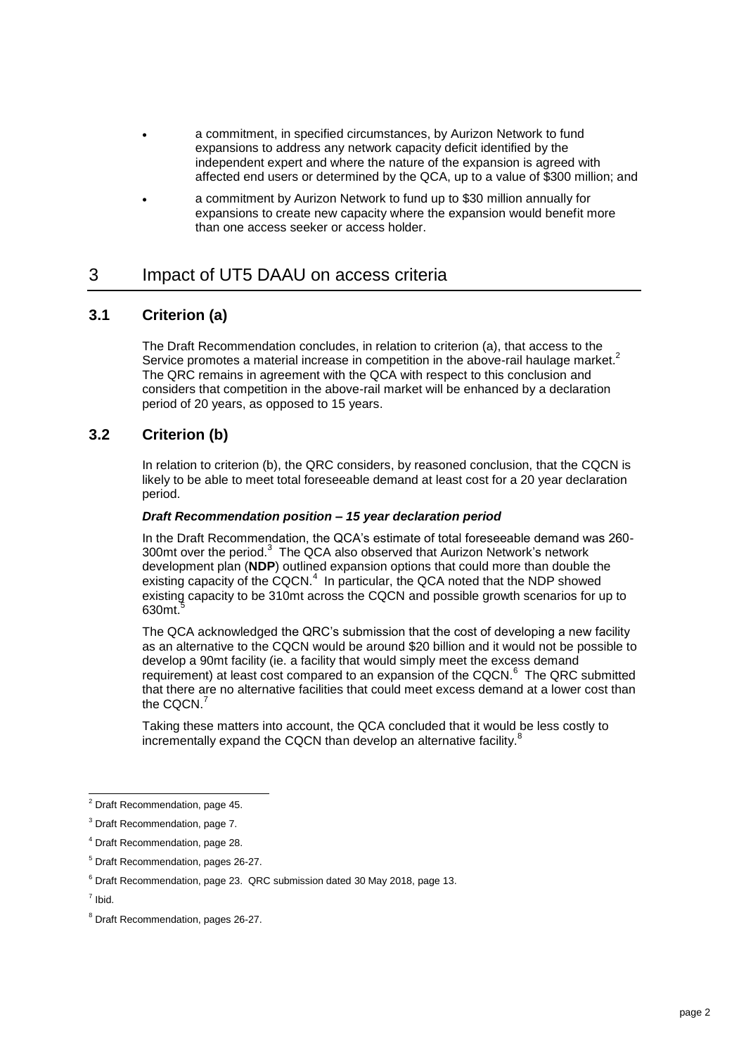- a commitment, in specified circumstances, by Aurizon Network to fund expansions to address any network capacity deficit identified by the independent expert and where the nature of the expansion is agreed with affected end users or determined by the QCA, up to a value of $300 million; and
- a commitment by Aurizon Network to fund up to $30 million annually for expansions to create new capacity where the expansion would benefit more than one access seeker or access holder.

# 3 Impact of UT5 DAAU on access criteria

## 3.1 Criterion (a)

The Draft Recommendation concludes, in relation to criterion (a), that access to the Service promotes a material increase in competition in the above-rail haulage market.[2] The QRC remains in agreement with the QCA with respect to this conclusion and considers that competition in the above-rail market will be enhanced by a declaration period of 20 years, as opposed to 15 years.

## 3.2 Criterion (b)

In relation to criterion (b), the QRC considers, by reasoned conclusion, that the CQCN is likely to be able to meet total foreseeable demand at least cost for a 20 year declaration period.

***Draft Recommendation position – 15 year declaration period***

In the Draft Recommendation, the QCA's estimate of total foreseeable demand was 260-300mt over the period.[3] The QCA also observed that Aurizon Network's network development plan (**NDP**) outlined expansion options that could more than double the existing capacity of the CQCN.[4] In particular, the QCA noted that the NDP showed existing capacity to be 310mt across the CQCN and possible growth scenarios for up to 630mt.[5]

The QCA acknowledged the QRC's submission that the cost of developing a new facility as an alternative to the CQCN would be around $20 billion and it would not be possible to develop a 90mt facility (ie. a facility that would simply meet the excess demand requirement) at least cost compared to an expansion of the CQCN.[6] The QRC submitted that there are no alternative facilities that could meet excess demand at a lower cost than the CQCN.[7]

Taking these matters into account, the QCA concluded that it would be less costly to incrementally expand the CQCN than develop an alternative facility.[8]

---

[2] Draft Recommendation, page 45.

[3] Draft Recommendation, page 7.

[4] Draft Recommendation, page 28.

[5] Draft Recommendation, pages 26-27.

[6] Draft Recommendation, page 23. QRC submission dated 30 May 2018, page 13.

[7] Ibid.

[8] Draft Recommendation, pages 26-27.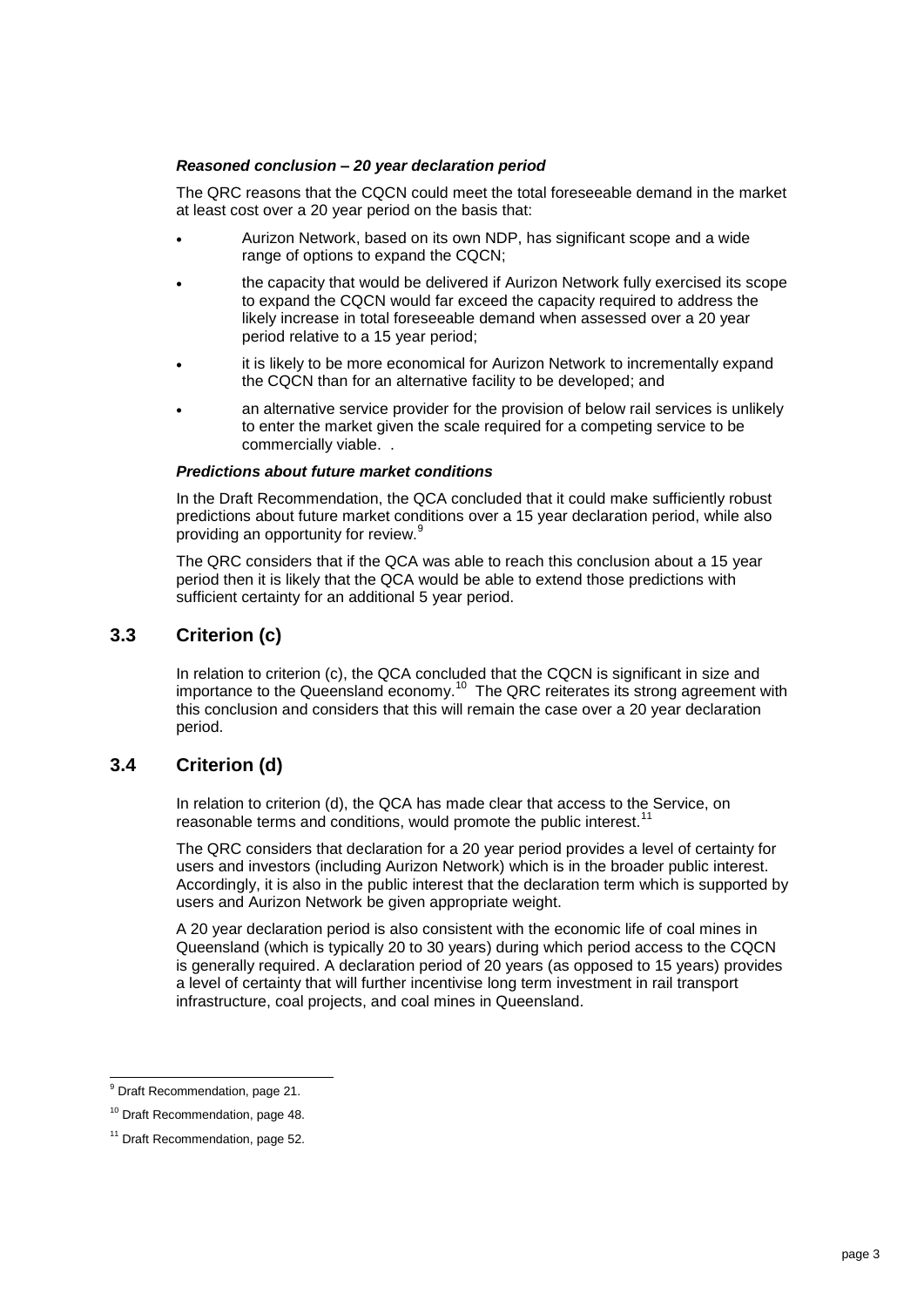***Reasoned conclusion – 20 year declaration period***

The QRC reasons that the CQCN could meet the total foreseeable demand in the market at least cost over a 20 year period on the basis that:

- Aurizon Network, based on its own NDP, has significant scope and a wide range of options to expand the CQCN;
- the capacity that would be delivered if Aurizon Network fully exercised its scope to expand the CQCN would far exceed the capacity required to address the likely increase in total foreseeable demand when assessed over a 20 year period relative to a 15 year period;
- it is likely to be more economical for Aurizon Network to incrementally expand the CQCN than for an alternative facility to be developed; and
- an alternative service provider for the provision of below rail services is unlikely to enter the market given the scale required for a competing service to be commercially viable. .

***Predictions about future market conditions***

In the Draft Recommendation, the QCA concluded that it could make sufficiently robust predictions about future market conditions over a 15 year declaration period, while also providing an opportunity for review.[9]

The QRC considers that if the QCA was able to reach this conclusion about a 15 year period then it is likely that the QCA would be able to extend those predictions with sufficient certainty for an additional 5 year period.

## 3.3 Criterion (c)

In relation to criterion (c), the QCA concluded that the CQCN is significant in size and importance to the Queensland economy.[10] The QRC reiterates its strong agreement with this conclusion and considers that this will remain the case over a 20 year declaration period.

## 3.4 Criterion (d)

In relation to criterion (d), the QCA has made clear that access to the Service, on reasonable terms and conditions, would promote the public interest.[11]

The QRC considers that declaration for a 20 year period provides a level of certainty for users and investors (including Aurizon Network) which is in the broader public interest. Accordingly, it is also in the public interest that the declaration term which is supported by users and Aurizon Network be given appropriate weight.

A 20 year declaration period is also consistent with the economic life of coal mines in Queensland (which is typically 20 to 30 years) during which period access to the CQCN is generally required. A declaration period of 20 years (as opposed to 15 years) provides a level of certainty that will further incentivise long term investment in rail transport infrastructure, coal projects, and coal mines in Queensland.

---

[9] Draft Recommendation, page 21.

[10] Draft Recommendation, page 48.

[11] Draft Recommendation, page 52.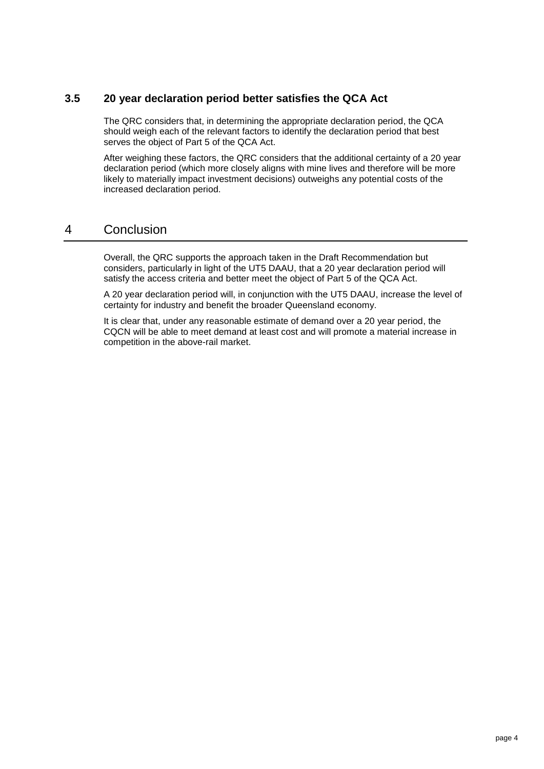### 3.5 20 year declaration period better satisfies the QCA Act

The QRC considers that, in determining the appropriate declaration period, the QCA should weigh each of the relevant factors to identify the declaration period that best serves the object of Part 5 of the QCA Act.

After weighing these factors, the QRC considers that the additional certainty of a 20 year declaration period (which more closely aligns with mine lives and therefore will be more likely to materially impact investment decisions) outweighs any potential costs of the increased declaration period.

## 4 Conclusion

Overall, the QRC supports the approach taken in the Draft Recommendation but considers, particularly in light of the UT5 DAAU, that a 20 year declaration period will satisfy the access criteria and better meet the object of Part 5 of the QCA Act.

A 20 year declaration period will, in conjunction with the UT5 DAAU, increase the level of certainty for industry and benefit the broader Queensland economy.

It is clear that, under any reasonable estimate of demand over a 20 year period, the CQCN will be able to meet demand at least cost and will promote a material increase in competition in the above-rail market.